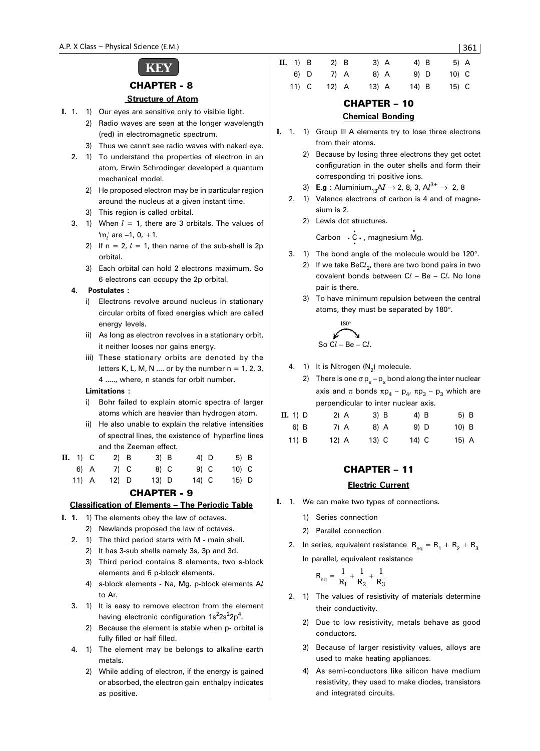# KEY

## CHAPTER - 8

### Structure of Atom

**I.** 1.
1) Our eyes are sensitive only to visible light.
2) Radio waves are seen at the longer wavelength (red) in electromagnetic spectrum.
3) Thus we cann't see radio waves with naked eye.

2.
1) To understand the properties of electron in an atom, Erwin Schrodinger developed a quantum mechanical model.
2) He proposed electron may be in particular region around the nucleus at a given instant time.
3) This region is called orbital.

3.
1) When $l = 1$, there are 3 orbitals. The values of '$m_l$' are –1, 0, +1.
2) If n = 2, $l = 1$, then name of the sub-shell is 2p orbital.
3) Each orbital can hold 2 electrons maximum. So 6 electrons can occupy the 2p orbital.

**4. Postulates :**

i) Electrons revolve around nucleus in stationary circular orbits of fixed energies which are called energy levels.
ii) As long as electron revolves in a stationary orbit, it neither looses nor gains energy.
iii) These stationary orbits are denoted by the letters K, L, M, N .... or by the number n = 1, 2, 3, 4 ....., where, n stands for orbit number.

**Limitations :**

i) Bohr failed to explain atomic spectra of larger atoms which are heavier than hydrogen atom.
ii) He also unable to explain the relative intensities of spectral lines, the existence of hyperfine lines and the Zeeman effect.

**II.**

| | | | | |
|---|---|---|---|---|
| 1) C | 2) B | 3) B | 4) D | 5) B |
| 6) A | 7) C | 8) C | 9) C | 10) C |
| 11) A | 12) D | 13) D | 14) C | 15) D |

## CHAPTER - 9

### Classification of Elements – The Periodic Table

**I. 1.**
1) The elements obey the law of octaves.
2) Newlands proposed the law of octaves.

2.
1) The third period starts with M - main shell.
2) It has 3-sub shells namely 3s, 3p and 3d.
3) Third period contains 8 elements, two s-block elements and 6 p-block elements.
4) s-block elements - Na, Mg. p-block elements A$l$ to Ar.

3.
1) It is easy to remove electron from the element having electronic configuration $1s^2 2s^2 2p^4$.
2) Because the element is stable when p- orbital is fully filled or half filled.

4.
1) The element may be belongs to alkaline earth metals.
2) While adding of electron, if the energy is gained or absorbed, the electron gain enthalpy indicates as positive.

**II.**

| | | | | |
|---|---|---|---|---|
| 1) B | 2) B | 3) A | 4) B | 5) A |
| 6) D | 7) A | 8) A | 9) D | 10) C |
| 11) C | 12) A | 13) A | 14) B | 15) C |

## CHAPTER – 10

### Chemical Bonding

**I.** 1.
1) Group III A elements try to lose three electrons from their atoms.
2) Because by losing three electrons they get octet configuration in the outer shells and form their corresponding tri positive ions.
3) **E.g :** Aluminium$_{13}Al \rightarrow$ 2, 8, 3, $Al^{3+} \rightarrow$ 2, 8

2.
1) Valence electrons of carbon is 4 and of magnesium is 2.
2) Lewis dot structures.

Carbon $\cdot\dot{\underset{\cdot}{C}}\cdot$ , magnesium $\dot{M}g$.

3.
1) The bond angle of the molecule would be 120°.
2) If we take $BeCl_2$, there are two bond pairs in two covalent bonds between C$l$ – Be – C$l$. No lone pair is there.
3) To have minimum repulsion between the central atoms, they must be separated by 180°.

180°

So C$l$ – Be – C$l$.

4.
1) It is Nitrogen ($N_2$) molecule.
2) There is one $\sigma p_x - p_x$ bond along the inter nuclear axis and $\pi$ bonds $\pi p_4 - p_4$, $\pi p_3 - p_3$ which are perpendicular to inter nuclear axis.

**II.**

| | | | | |
|---|---|---|---|---|
| 1) D | 2) A | 3) B | 4) B | 5) B |
| 6) B | 7) A | 8) A | 9) D | 10) B |
| 11) B | 12) A | 13) C | 14) C | 15) A |

## CHAPTER – 11

### Electric Current

**I.** 1. We can make two types of connections.
1) Series connection
2) Parallel connection

2. In series, equivalent resistance $R_{eq} = R_1 + R_2 + R_3$

In parallel, equivalent resistance

$$R_{eq} = \frac{1}{R_1} + \frac{1}{R_2} + \frac{1}{R_3}$$

2.
1) The values of resistivity of materials determine their conductivity.
2) Due to low resistivity, metals behave as good conductors.
3) Because of larger resistivity values, alloys are used to make heating appliances.
4) As semi-conductors like silicon have medium resistivity, they used to make diodes, transistors and integrated circuits.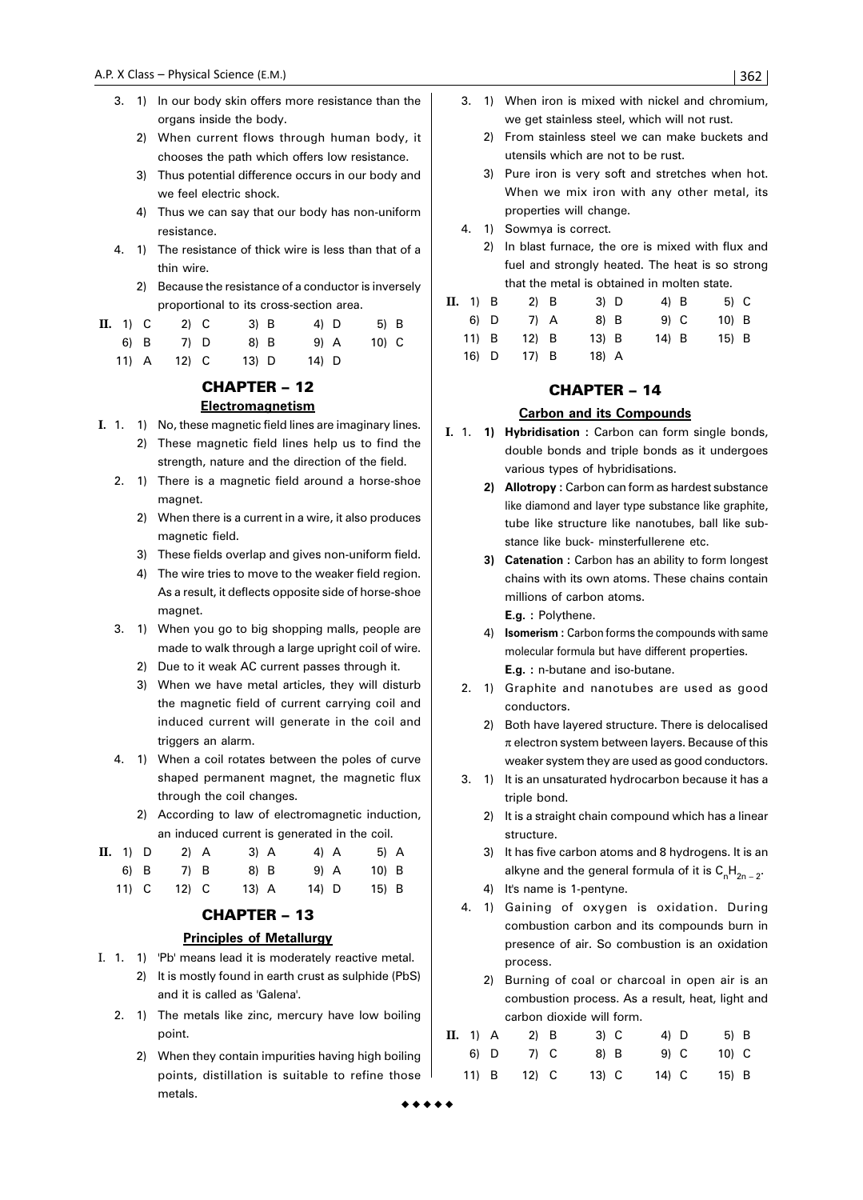3. 1) In our body skin offers more resistance than the organs inside the body.
   2) When current flows through human body, it chooses the path which offers low resistance.
   3) Thus potential difference occurs in our body and we feel electric shock.
   4) Thus we can say that our body has non-uniform resistance.

4. 1) The resistance of thick wire is less than that of a thin wire.
   2) Because the resistance of a conductor is inversely proportional to its cross-section area.

**II.**

| | | | | |
|---|---|---|---|---|
| 1) C | 2) C | 3) B | 4) D | 5) B |
| 6) B | 7) D | 8) B | 9) A | 10) C |
| 11) A | 12) C | 13) D | 14) D | |

## CHAPTER – 12

### Electromagnetism

**I.** 1. 1) No, these magnetic field lines are imaginary lines.
   2) These magnetic field lines help us to find the strength, nature and the direction of the field.

2. 1) There is a magnetic field around a horse-shoe magnet.
   2) When there is a current in a wire, it also produces magnetic field.
   3) These fields overlap and gives non-uniform field.
   4) The wire tries to move to the weaker field region. As a result, it deflects opposite side of horse-shoe magnet.

3. 1) When you go to big shopping malls, people are made to walk through a large upright coil of wire.
   2) Due to it weak AC current passes through it.
   3) When we have metal articles, they will disturb the magnetic field of current carrying coil and induced current will generate in the coil and triggers an alarm.

4. 1) When a coil rotates between the poles of curve shaped permanent magnet, the magnetic flux through the coil changes.
   2) According to law of electromagnetic induction, an induced current is generated in the coil.

**II.**

| | | | | |
|---|---|---|---|---|
| 1) D | 2) A | 3) A | 4) A | 5) A |
| 6) B | 7) B | 8) B | 9) A | 10) B |
| 11) C | 12) C | 13) A | 14) D | 15) B |

## CHAPTER – 13

### Principles of Metallurgy

I. 1. 1) 'Pb' means lead it is moderately reactive metal.
   2) It is mostly found in earth crust as sulphide (PbS) and it is called as 'Galena'.

2. 1) The metals like zinc, mercury have low boiling point.
   2) When they contain impurities having high boiling points, distillation is suitable to refine those metals.

3. 1) When iron is mixed with nickel and chromium, we get stainless steel, which will not rust.
   2) From stainless steel we can make buckets and utensils which are not to be rust.
   3) Pure iron is very soft and stretches when hot. When we mix iron with any other metal, its properties will change.

4. 1) Sowmya is correct.
   2) In blast furnace, the ore is mixed with flux and fuel and strongly heated. The heat is so strong that the metal is obtained in molten state.

**II.**

| | | | | |
|---|---|---|---|---|
| 1) B | 2) B | 3) D | 4) B | 5) C |
| 6) D | 7) A | 8) B | 9) C | 10) B |
| 11) B | 12) B | 13) B | 14) B | 15) B |
| 16) D | 17) B | 18) A | | |

## CHAPTER – 14

### Carbon and its Compounds

**I.** 1. **1) Hybridisation :** Carbon can form single bonds, double bonds and triple bonds as it undergoes various types of hybridisations.
   **2) Allotropy :** Carbon can form as hardest substance like diamond and layer type substance like graphite, tube like structure like nanotubes, ball like substance like buck- minsterfullerene etc.
   **3) Catenation :** Carbon has an ability to form longest chains with its own atoms. These chains contain millions of carbon atoms.
   **E.g. :** Polythene.
   4) **Isomerism :** Carbon forms the compounds with same molecular formula but have different properties.
   **E.g. :** n-butane and iso-butane.

2. 1) Graphite and nanotubes are used as good conductors.
   2) Both have layered structure. There is delocalised $\pi$ electron system between layers. Because of this weaker system they are used as good conductors.

3. 1) It is an unsaturated hydrocarbon because it has a triple bond.
   2) It is a straight chain compound which has a linear structure.
   3) It has five carbon atoms and 8 hydrogens. It is an alkyne and the general formula of it is $C_nH_{2n-2}$.
   4) It's name is 1-pentyne.

4. 1) Gaining of oxygen is oxidation. During combustion carbon and its compounds burn in presence of air. So combustion is an oxidation process.
   2) Burning of coal or charcoal in open air is an combustion process. As a result, heat, light and carbon dioxide will form.

**II.**

| | | | | |
|---|---|---|---|---|
| 1) A | 2) B | 3) C | 4) D | 5) B |
| 6) D | 7) C | 8) B | 9) C | 10) C |
| 11) B | 12) C | 13) C | 14) C | 15) B |

◆◆◆◆◆